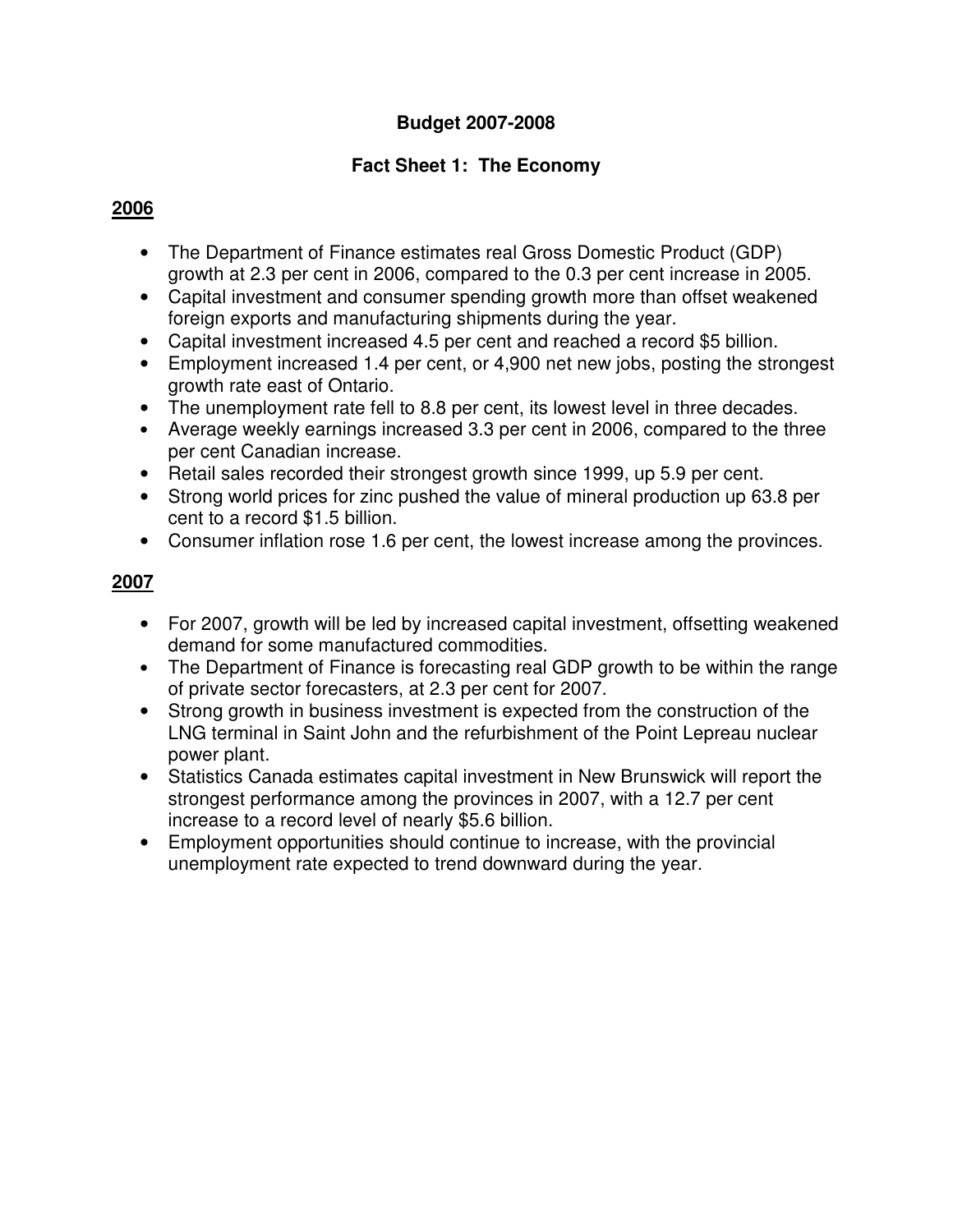# Budget 2007-2008

## Fact Sheet 1: The Economy

### 2006

- The Department of Finance estimates real Gross Domestic Product (GDP) growth at 2.3 per cent in 2006, compared to the 0.3 per cent increase in 2005.
- Capital investment and consumer spending growth more than offset weakened foreign exports and manufacturing shipments during the year.
- Capital investment increased 4.5 per cent and reached a record $5 billion.
- Employment increased 1.4 per cent, or 4,900 net new jobs, posting the strongest growth rate east of Ontario.
- The unemployment rate fell to 8.8 per cent, its lowest level in three decades.
- Average weekly earnings increased 3.3 per cent in 2006, compared to the three per cent Canadian increase.
- Retail sales recorded their strongest growth since 1999, up 5.9 per cent.
- Strong world prices for zinc pushed the value of mineral production up 63.8 per cent to a record $1.5 billion.
- Consumer inflation rose 1.6 per cent, the lowest increase among the provinces.

### 2007

- For 2007, growth will be led by increased capital investment, offsetting weakened demand for some manufactured commodities.
- The Department of Finance is forecasting real GDP growth to be within the range of private sector forecasters, at 2.3 per cent for 2007.
- Strong growth in business investment is expected from the construction of the LNG terminal in Saint John and the refurbishment of the Point Lepreau nuclear power plant.
- Statistics Canada estimates capital investment in New Brunswick will report the strongest performance among the provinces in 2007, with a 12.7 per cent increase to a record level of nearly $5.6 billion.
- Employment opportunities should continue to increase, with the provincial unemployment rate expected to trend downward during the year.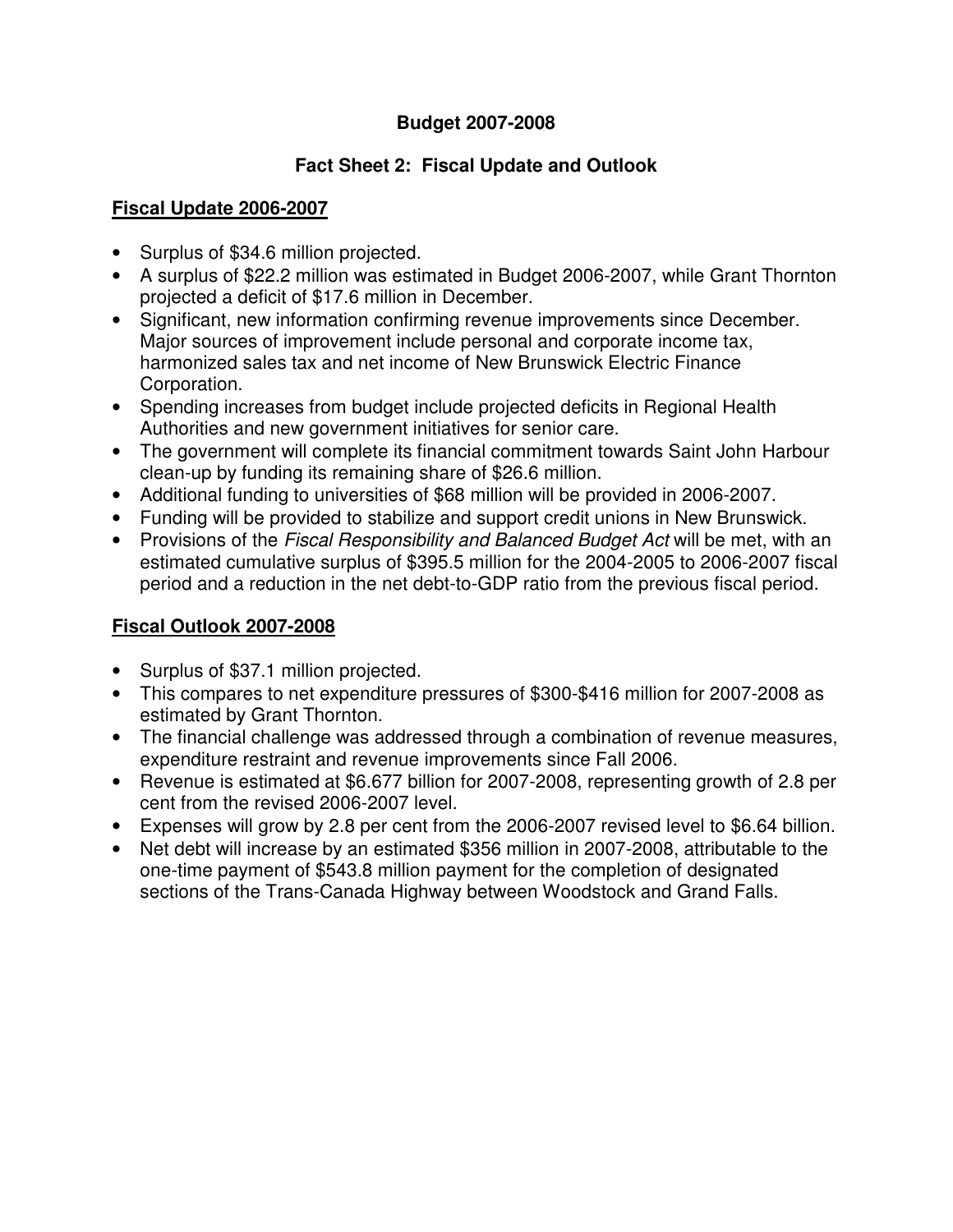# Budget 2007-2008

## Fact Sheet 2: Fiscal Update and Outlook

### Fiscal Update 2006-2007

- Surplus of $34.6 million projected.
- A surplus of $22.2 million was estimated in Budget 2006-2007, while Grant Thornton projected a deficit of $17.6 million in December.
- Significant, new information confirming revenue improvements since December. Major sources of improvement include personal and corporate income tax, harmonized sales tax and net income of New Brunswick Electric Finance Corporation.
- Spending increases from budget include projected deficits in Regional Health Authorities and new government initiatives for senior care.
- The government will complete its financial commitment towards Saint John Harbour clean-up by funding its remaining share of $26.6 million.
- Additional funding to universities of $68 million will be provided in 2006-2007.
- Funding will be provided to stabilize and support credit unions in New Brunswick.
- Provisions of the *Fiscal Responsibility and Balanced Budget Act* will be met, with an estimated cumulative surplus of $395.5 million for the 2004-2005 to 2006-2007 fiscal period and a reduction in the net debt-to-GDP ratio from the previous fiscal period.

### Fiscal Outlook 2007-2008

- Surplus of $37.1 million projected.
- This compares to net expenditure pressures of $300-$416 million for 2007-2008 as estimated by Grant Thornton.
- The financial challenge was addressed through a combination of revenue measures, expenditure restraint and revenue improvements since Fall 2006.
- Revenue is estimated at $6.677 billion for 2007-2008, representing growth of 2.8 per cent from the revised 2006-2007 level.
- Expenses will grow by 2.8 per cent from the 2006-2007 revised level to $6.64 billion.
- Net debt will increase by an estimated $356 million in 2007-2008, attributable to the one-time payment of $543.8 million payment for the completion of designated sections of the Trans-Canada Highway between Woodstock and Grand Falls.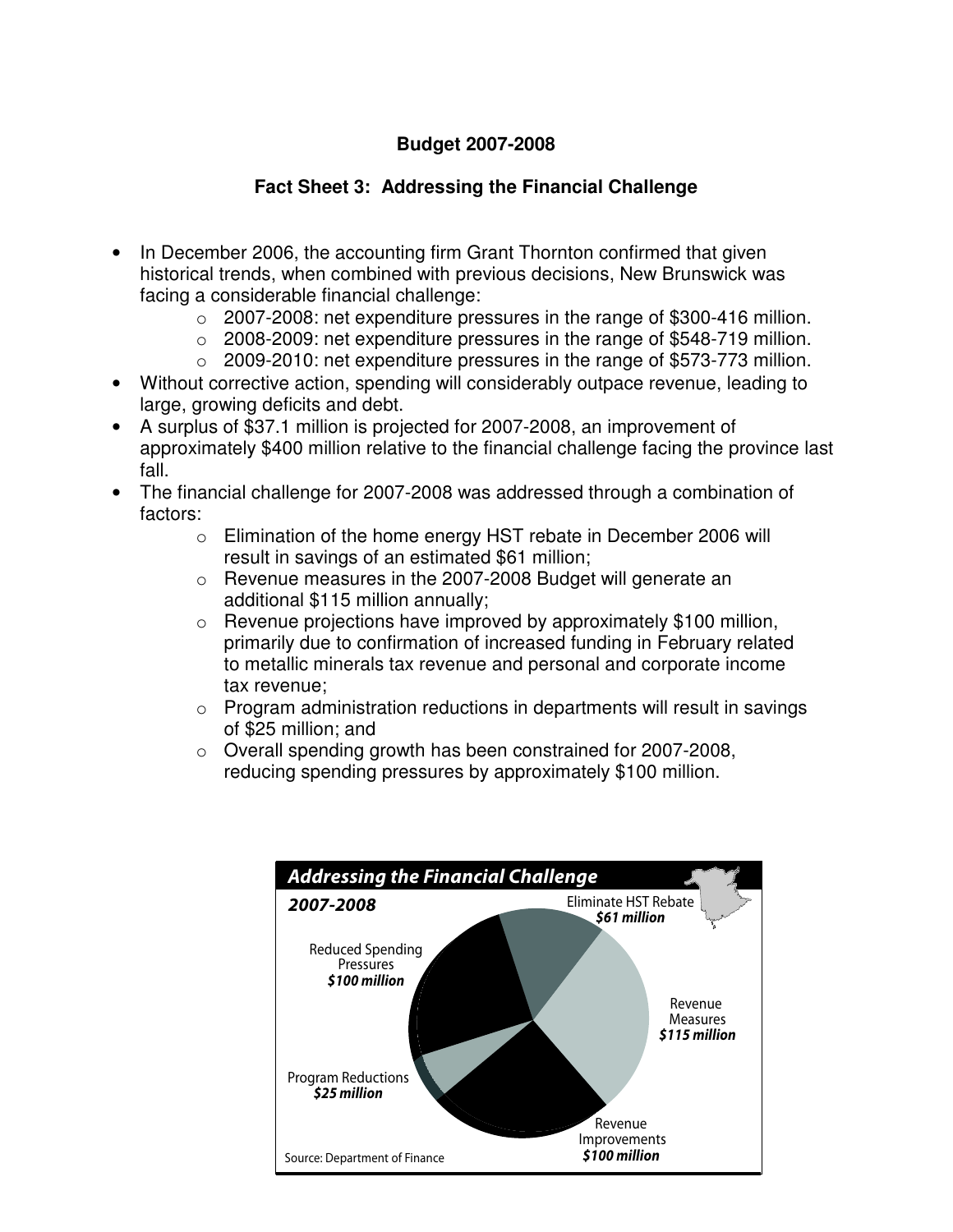**Budget 2007-2008**

**Fact Sheet 3: Addressing the Financial Challenge**

- In December 2006, the accounting firm Grant Thornton confirmed that given historical trends, when combined with previous decisions, New Brunswick was facing a considerable financial challenge:
  - 2007-2008: net expenditure pressures in the range of $300-416 million.
  - 2008-2009: net expenditure pressures in the range of $548-719 million.
  - 2009-2010: net expenditure pressures in the range of $573-773 million.
- Without corrective action, spending will considerably outpace revenue, leading to large, growing deficits and debt.
- A surplus of $37.1 million is projected for 2007-2008, an improvement of approximately $400 million relative to the financial challenge facing the province last fall.
- The financial challenge for 2007-2008 was addressed through a combination of factors:
  - Elimination of the home energy HST rebate in December 2006 will result in savings of an estimated $61 million;
  - Revenue measures in the 2007-2008 Budget will generate an additional $115 million annually;
  - Revenue projections have improved by approximately $100 million, primarily due to confirmation of increased funding in February related to metallic minerals tax revenue and personal and corporate income tax revenue;
  - Program administration reductions in departments will result in savings of $25 million; and
  - Overall spending growth has been constrained for 2007-2008, reducing spending pressures by approximately $100 million.

***Addressing the Financial Challenge***

***2007-2008***

Eliminate HST Rebate ***$61 million***

Revenue Measures ***$115 million***

Revenue Improvements ***$100 million***

Program Reductions ***$25 million***

Reduced Spending Pressures ***$100 million***

Source: Department of Finance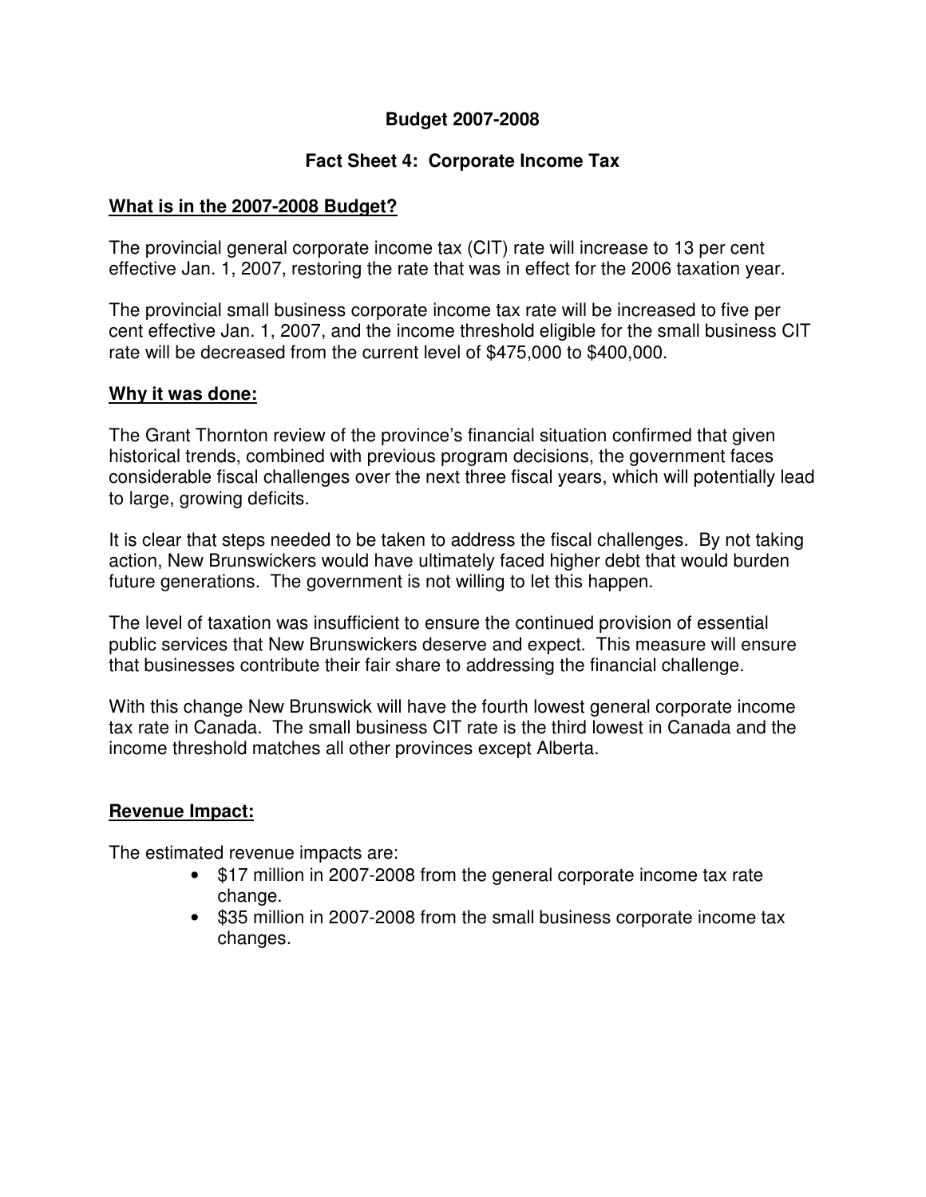# Budget 2007-2008

## Fact Sheet 4: Corporate Income Tax

### What is in the 2007-2008 Budget?

The provincial general corporate income tax (CIT) rate will increase to 13 per cent effective Jan. 1, 2007, restoring the rate that was in effect for the 2006 taxation year.

The provincial small business corporate income tax rate will be increased to five per cent effective Jan. 1, 2007, and the income threshold eligible for the small business CIT rate will be decreased from the current level of $475,000 to $400,000.

### Why it was done:

The Grant Thornton review of the province's financial situation confirmed that given historical trends, combined with previous program decisions, the government faces considerable fiscal challenges over the next three fiscal years, which will potentially lead to large, growing deficits.

It is clear that steps needed to be taken to address the fiscal challenges. By not taking action, New Brunswickers would have ultimately faced higher debt that would burden future generations. The government is not willing to let this happen.

The level of taxation was insufficient to ensure the continued provision of essential public services that New Brunswickers deserve and expect. This measure will ensure that businesses contribute their fair share to addressing the financial challenge.

With this change New Brunswick will have the fourth lowest general corporate income tax rate in Canada. The small business CIT rate is the third lowest in Canada and the income threshold matches all other provinces except Alberta.

### Revenue Impact:

The estimated revenue impacts are:

- $17 million in 2007-2008 from the general corporate income tax rate change.
- $35 million in 2007-2008 from the small business corporate income tax changes.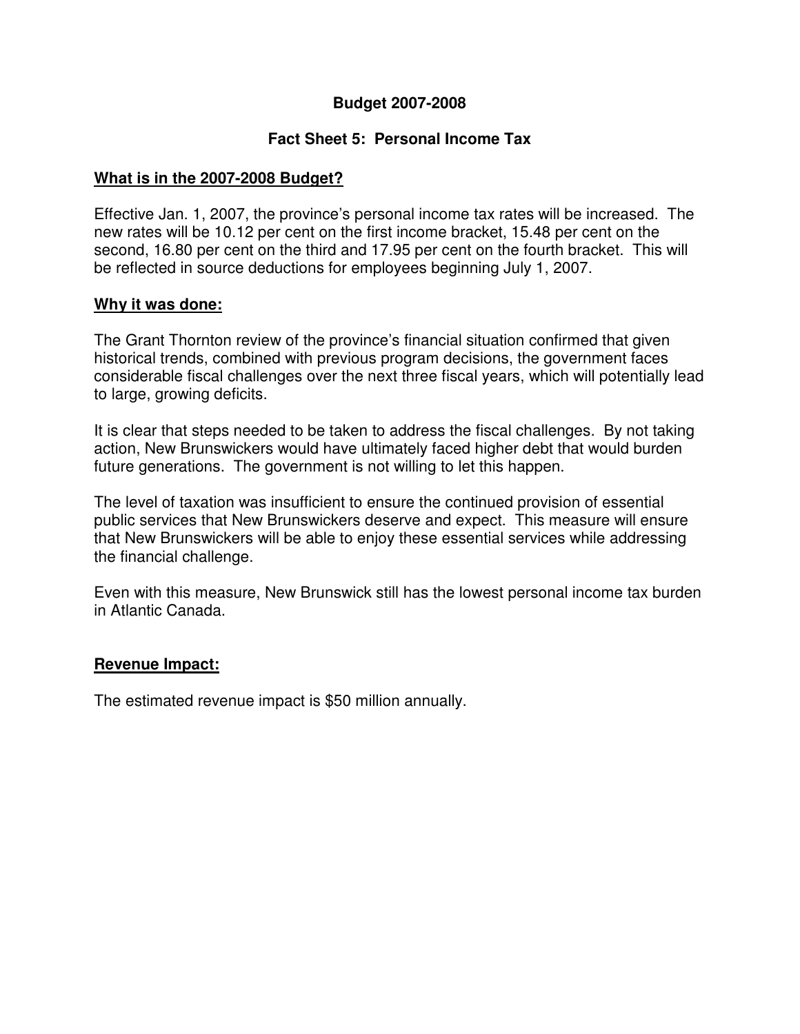**Budget 2007-2008**

**Fact Sheet 5: Personal Income Tax**

## What is in the 2007-2008 Budget?

Effective Jan. 1, 2007, the province's personal income tax rates will be increased. The new rates will be 10.12 per cent on the first income bracket, 15.48 per cent on the second, 16.80 per cent on the third and 17.95 per cent on the fourth bracket. This will be reflected in source deductions for employees beginning July 1, 2007.

## Why it was done:

The Grant Thornton review of the province's financial situation confirmed that given historical trends, combined with previous program decisions, the government faces considerable fiscal challenges over the next three fiscal years, which will potentially lead to large, growing deficits.

It is clear that steps needed to be taken to address the fiscal challenges. By not taking action, New Brunswickers would have ultimately faced higher debt that would burden future generations. The government is not willing to let this happen.

The level of taxation was insufficient to ensure the continued provision of essential public services that New Brunswickers deserve and expect. This measure will ensure that New Brunswickers will be able to enjoy these essential services while addressing the financial challenge.

Even with this measure, New Brunswick still has the lowest personal income tax burden in Atlantic Canada.

## Revenue Impact:

The estimated revenue impact is $50 million annually.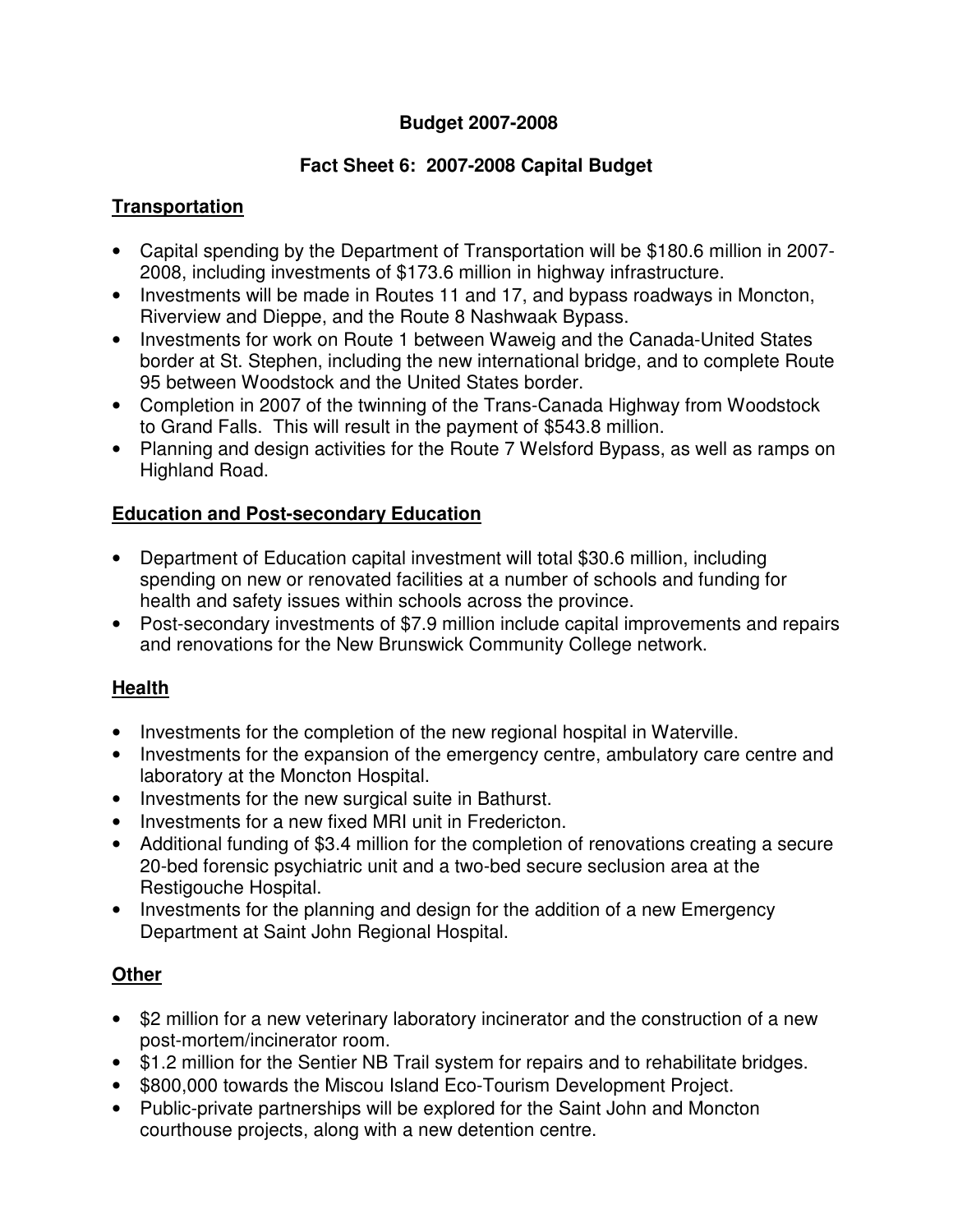# Budget 2007-2008

## Fact Sheet 6: 2007-2008 Capital Budget

### Transportation

- Capital spending by the Department of Transportation will be $180.6 million in 2007-2008, including investments of $173.6 million in highway infrastructure.
- Investments will be made in Routes 11 and 17, and bypass roadways in Moncton, Riverview and Dieppe, and the Route 8 Nashwaak Bypass.
- Investments for work on Route 1 between Waweig and the Canada-United States border at St. Stephen, including the new international bridge, and to complete Route 95 between Woodstock and the United States border.
- Completion in 2007 of the twinning of the Trans-Canada Highway from Woodstock to Grand Falls. This will result in the payment of $543.8 million.
- Planning and design activities for the Route 7 Welsford Bypass, as well as ramps on Highland Road.

### Education and Post-secondary Education

- Department of Education capital investment will total $30.6 million, including spending on new or renovated facilities at a number of schools and funding for health and safety issues within schools across the province.
- Post-secondary investments of $7.9 million include capital improvements and repairs and renovations for the New Brunswick Community College network.

### Health

- Investments for the completion of the new regional hospital in Waterville.
- Investments for the expansion of the emergency centre, ambulatory care centre and laboratory at the Moncton Hospital.
- Investments for the new surgical suite in Bathurst.
- Investments for a new fixed MRI unit in Fredericton.
- Additional funding of $3.4 million for the completion of renovations creating a secure 20-bed forensic psychiatric unit and a two-bed secure seclusion area at the Restigouche Hospital.
- Investments for the planning and design for the addition of a new Emergency Department at Saint John Regional Hospital.

### Other

- $2 million for a new veterinary laboratory incinerator and the construction of a new post-mortem/incinerator room.
- $1.2 million for the Sentier NB Trail system for repairs and to rehabilitate bridges.
- $800,000 towards the Miscou Island Eco-Tourism Development Project.
- Public-private partnerships will be explored for the Saint John and Moncton courthouse projects, along with a new detention centre.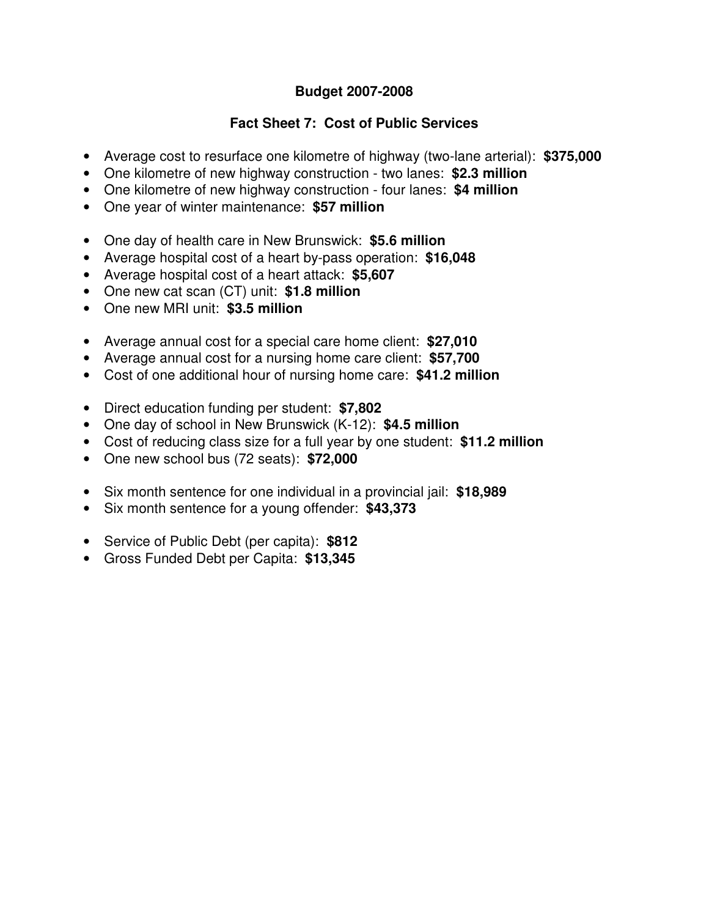**Budget 2007-2008**

**Fact Sheet 7: Cost of Public Services**

- Average cost to resurface one kilometre of highway (two-lane arterial): **$375,000**
- One kilometre of new highway construction - two lanes: **$2.3 million**
- One kilometre of new highway construction - four lanes: **$4 million**
- One year of winter maintenance: **$57 million**

- One day of health care in New Brunswick: **$5.6 million**
- Average hospital cost of a heart by-pass operation: **$16,048**
- Average hospital cost of a heart attack: **$5,607**
- One new cat scan (CT) unit: **$1.8 million**
- One new MRI unit: **$3.5 million**

- Average annual cost for a special care home client: **$27,010**
- Average annual cost for a nursing home care client: **$57,700**
- Cost of one additional hour of nursing home care: **$41.2 million**

- Direct education funding per student: **$7,802**
- One day of school in New Brunswick (K-12): **$4.5 million**
- Cost of reducing class size for a full year by one student: **$11.2 million**
- One new school bus (72 seats): **$72,000**

- Six month sentence for one individual in a provincial jail: **$18,989**
- Six month sentence for a young offender: **$43,373**

- Service of Public Debt (per capita): **$812**
- Gross Funded Debt per Capita: **$13,345**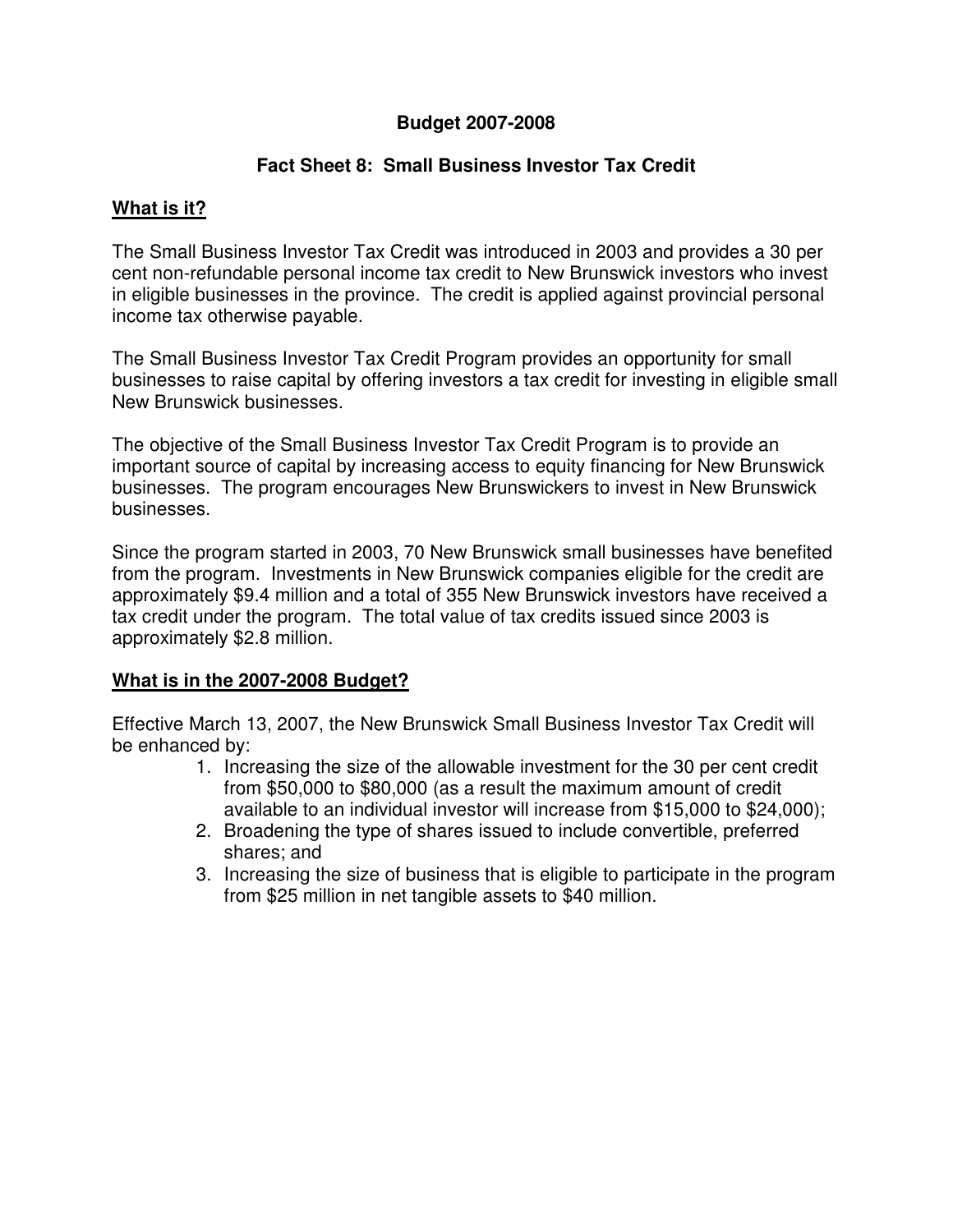**Budget 2007-2008**

## Fact Sheet 8: Small Business Investor Tax Credit

### What is it?

The Small Business Investor Tax Credit was introduced in 2003 and provides a 30 per cent non-refundable personal income tax credit to New Brunswick investors who invest in eligible businesses in the province. The credit is applied against provincial personal income tax otherwise payable.

The Small Business Investor Tax Credit Program provides an opportunity for small businesses to raise capital by offering investors a tax credit for investing in eligible small New Brunswick businesses.

The objective of the Small Business Investor Tax Credit Program is to provide an important source of capital by increasing access to equity financing for New Brunswick businesses. The program encourages New Brunswickers to invest in New Brunswick businesses.

Since the program started in 2003, 70 New Brunswick small businesses have benefited from the program. Investments in New Brunswick companies eligible for the credit are approximately $9.4 million and a total of 355 New Brunswick investors have received a tax credit under the program. The total value of tax credits issued since 2003 is approximately $2.8 million.

### What is in the 2007-2008 Budget?

Effective March 13, 2007, the New Brunswick Small Business Investor Tax Credit will be enhanced by:

1. Increasing the size of the allowable investment for the 30 per cent credit from $50,000 to $80,000 (as a result the maximum amount of credit available to an individual investor will increase from $15,000 to $24,000);
2. Broadening the type of shares issued to include convertible, preferred shares; and
3. Increasing the size of business that is eligible to participate in the program from $25 million in net tangible assets to $40 million.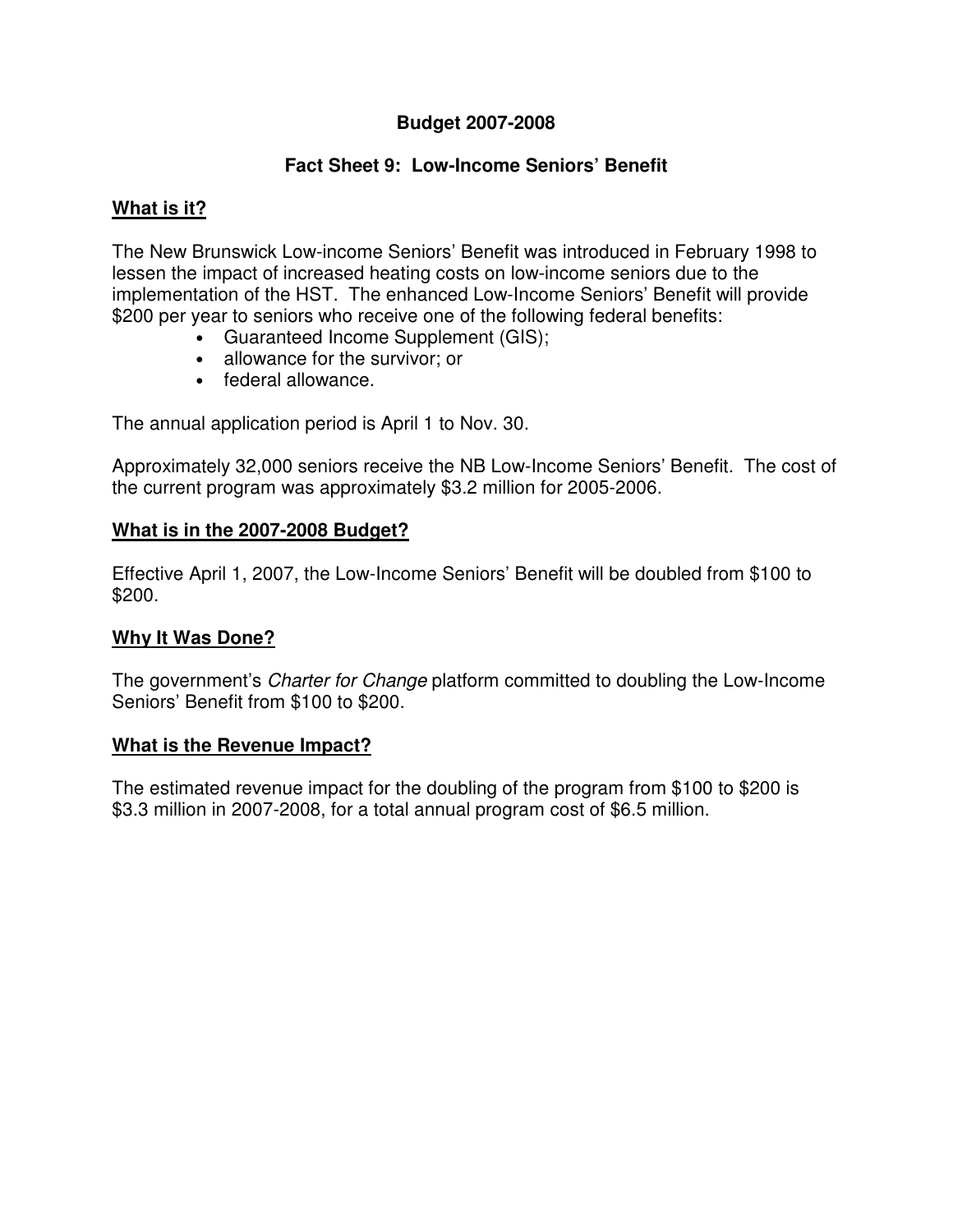# Budget 2007-2008

## Fact Sheet 9: Low-Income Seniors' Benefit

### What is it?

The New Brunswick Low-income Seniors' Benefit was introduced in February 1998 to lessen the impact of increased heating costs on low-income seniors due to the implementation of the HST. The enhanced Low-Income Seniors' Benefit will provide $200 per year to seniors who receive one of the following federal benefits:

- Guaranteed Income Supplement (GIS);
- allowance for the survivor; or
- federal allowance.

The annual application period is April 1 to Nov. 30.

Approximately 32,000 seniors receive the NB Low-Income Seniors' Benefit. The cost of the current program was approximately $3.2 million for 2005-2006.

### What is in the 2007-2008 Budget?

Effective April 1, 2007, the Low-Income Seniors' Benefit will be doubled from $100 to $200.

### Why It Was Done?

The government's *Charter for Change* platform committed to doubling the Low-Income Seniors' Benefit from $100 to $200.

### What is the Revenue Impact?

The estimated revenue impact for the doubling of the program from $100 to $200 is $3.3 million in 2007-2008, for a total annual program cost of $6.5 million.